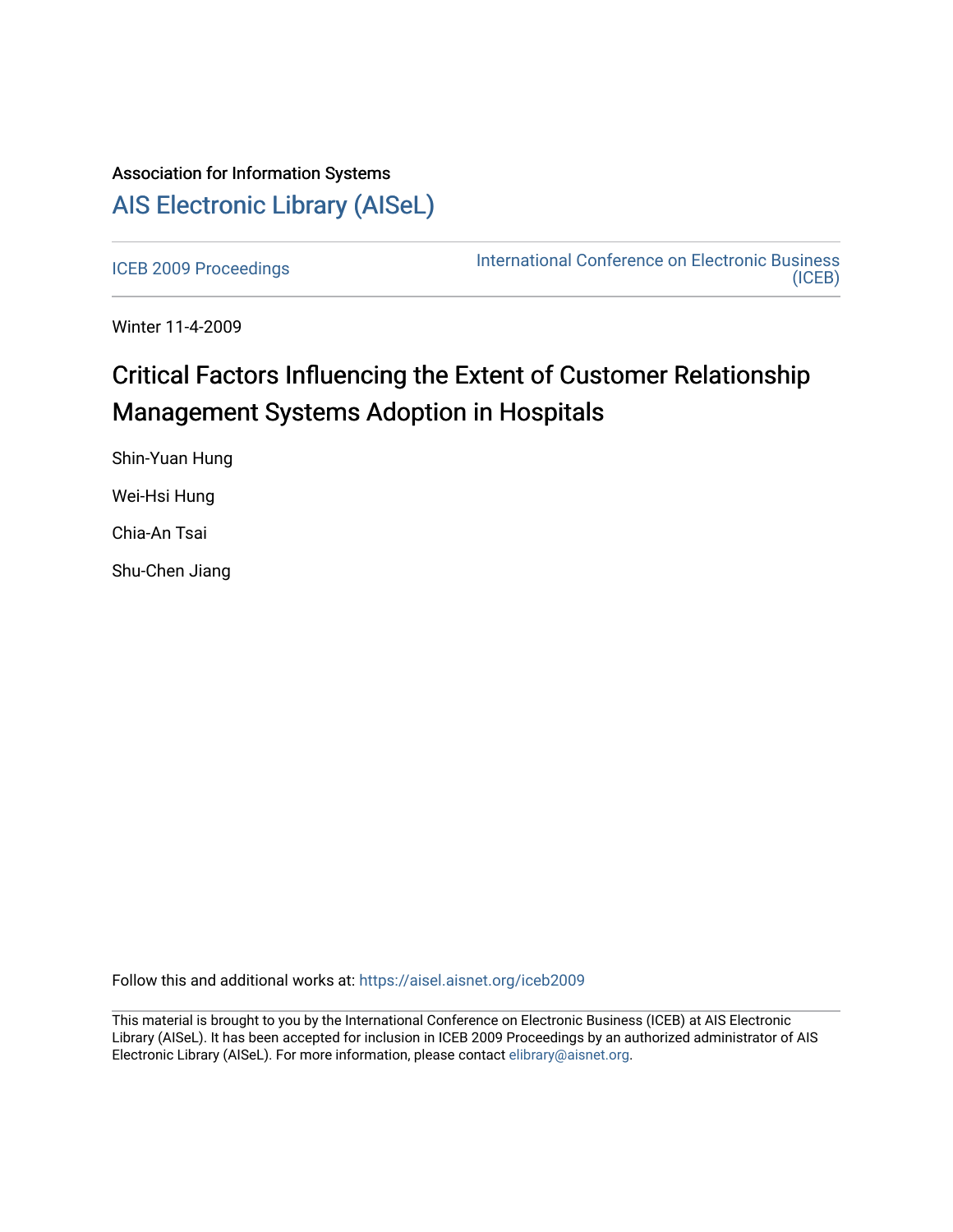Association for Information Systems

# AIS Electronic Library (AISeL)

ICEB 2009 Proceedings

International Conference on Electronic Business (ICEB)

Winter 11-4-2009

## Critical Factors Influencing the Extent of Customer Relationship Management Systems Adoption in Hospitals

Shin-Yuan Hung

Wei-Hsi Hung

Chia-An Tsai

Shu-Chen Jiang

Follow this and additional works at: https://aisel.aisnet.org/iceb2009

This material is brought to you by the International Conference on Electronic Business (ICEB) at AIS Electronic Library (AISeL). It has been accepted for inclusion in ICEB 2009 Proceedings by an authorized administrator of AIS Electronic Library (AISeL). For more information, please contact elibrary@aisnet.org.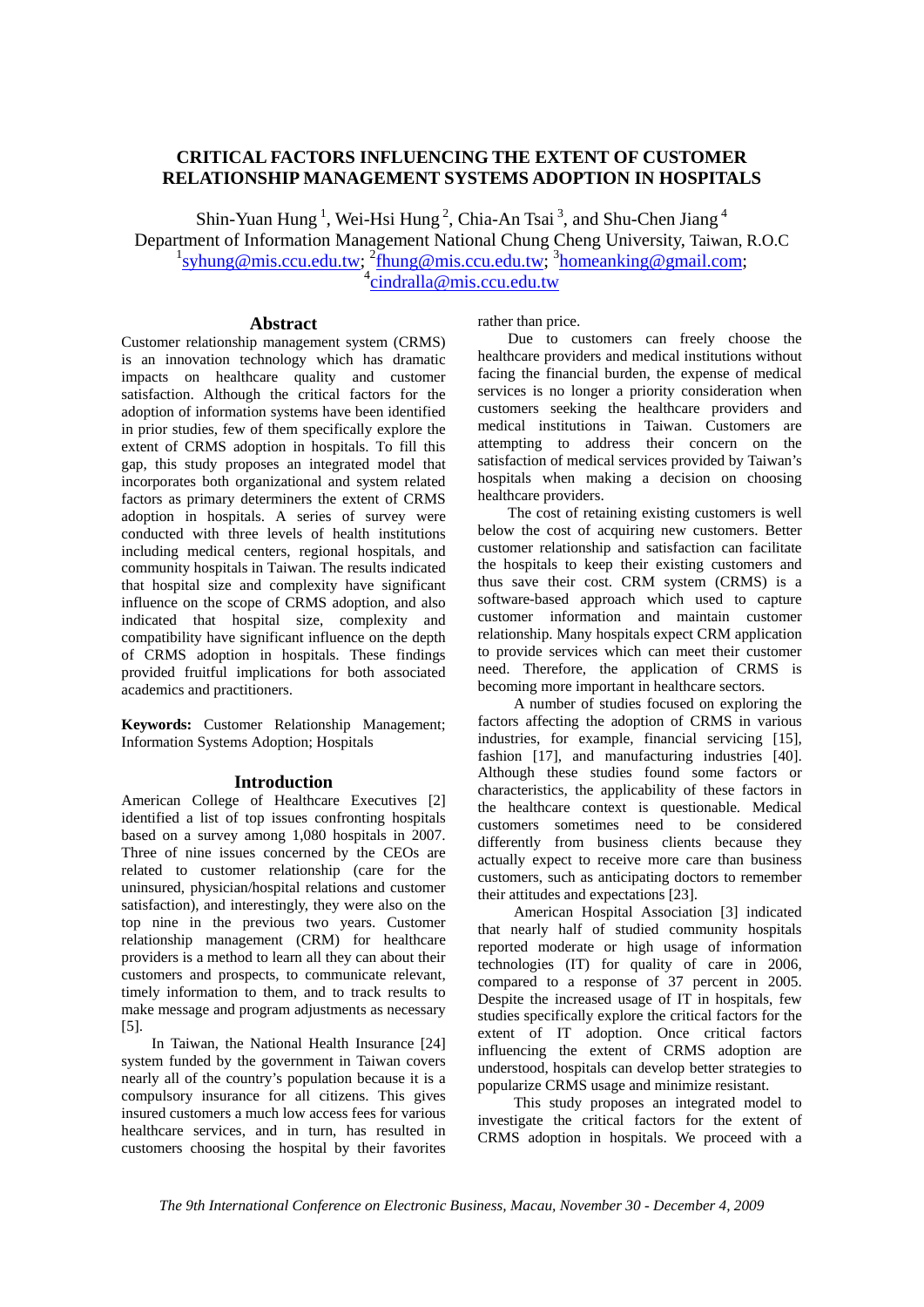# CRITICAL FACTORS INFLUENCING THE EXTENT OF CUSTOMER RELATIONSHIP MANAGEMENT SYSTEMS ADOPTION IN HOSPITALS

Shin-Yuan Hung [1], Wei-Hsi Hung [2], Chia-An Tsai [3], and Shu-Chen Jiang [4]

Department of Information Management National Chung Cheng University, Taiwan, R.O.C

[1]syhung@mis.ccu.edu.tw; [2]fhung@mis.ccu.edu.tw; [3]homeanking@gmail.com; [4]cindralla@mis.ccu.edu.tw

## Abstract

Customer relationship management system (CRMS) is an innovation technology which has dramatic impacts on healthcare quality and customer satisfaction. Although the critical factors for the adoption of information systems have been identified in prior studies, few of them specifically explore the extent of CRMS adoption in hospitals. To fill this gap, this study proposes an integrated model that incorporates both organizational and system related factors as primary determiners the extent of CRMS adoption in hospitals. A series of survey were conducted with three levels of health institutions including medical centers, regional hospitals, and community hospitals in Taiwan. The results indicated that hospital size and complexity have significant influence on the scope of CRMS adoption, and also indicated that hospital size, complexity and compatibility have significant influence on the depth of CRMS adoption in hospitals. These findings provided fruitful implications for both associated academics and practitioners.

**Keywords:** Customer Relationship Management; Information Systems Adoption; Hospitals

## Introduction

American College of Healthcare Executives [2] identified a list of top issues confronting hospitals based on a survey among 1,080 hospitals in 2007. Three of nine issues concerned by the CEOs are related to customer relationship (care for the uninsured, physician/hospital relations and customer satisfaction), and interestingly, they were also on the top nine in the previous two years. Customer relationship management (CRM) for healthcare providers is a method to learn all they can about their customers and prospects, to communicate relevant, timely information to them, and to track results to make message and program adjustments as necessary [5].

In Taiwan, the National Health Insurance [24] system funded by the government in Taiwan covers nearly all of the country's population because it is a compulsory insurance for all citizens. This gives insured customers a much low access fees for various healthcare services, and in turn, has resulted in customers choosing the hospital by their favorites rather than price.

Due to customers can freely choose the healthcare providers and medical institutions without facing the financial burden, the expense of medical services is no longer a priority consideration when customers seeking the healthcare providers and medical institutions in Taiwan. Customers are attempting to address their concern on the satisfaction of medical services provided by Taiwan's hospitals when making a decision on choosing healthcare providers.

The cost of retaining existing customers is well below the cost of acquiring new customers. Better customer relationship and satisfaction can facilitate the hospitals to keep their existing customers and thus save their cost. CRM system (CRMS) is a software-based approach which used to capture customer information and maintain customer relationship. Many hospitals expect CRM application to provide services which can meet their customer need. Therefore, the application of CRMS is becoming more important in healthcare sectors.

A number of studies focused on exploring the factors affecting the adoption of CRMS in various industries, for example, financial servicing [15], fashion [17], and manufacturing industries [40]. Although these studies found some factors or characteristics, the applicability of these factors in the healthcare context is questionable. Medical customers sometimes need to be considered differently from business clients because they actually expect to receive more care than business customers, such as anticipating doctors to remember their attitudes and expectations [23].

American Hospital Association [3] indicated that nearly half of studied community hospitals reported moderate or high usage of information technologies (IT) for quality of care in 2006, compared to a response of 37 percent in 2005. Despite the increased usage of IT in hospitals, few studies specifically explore the critical factors for the extent of IT adoption. Once critical factors influencing the extent of CRMS adoption are understood, hospitals can develop better strategies to popularize CRMS usage and minimize resistant.

This study proposes an integrated model to investigate the critical factors for the extent of CRMS adoption in hospitals. We proceed with a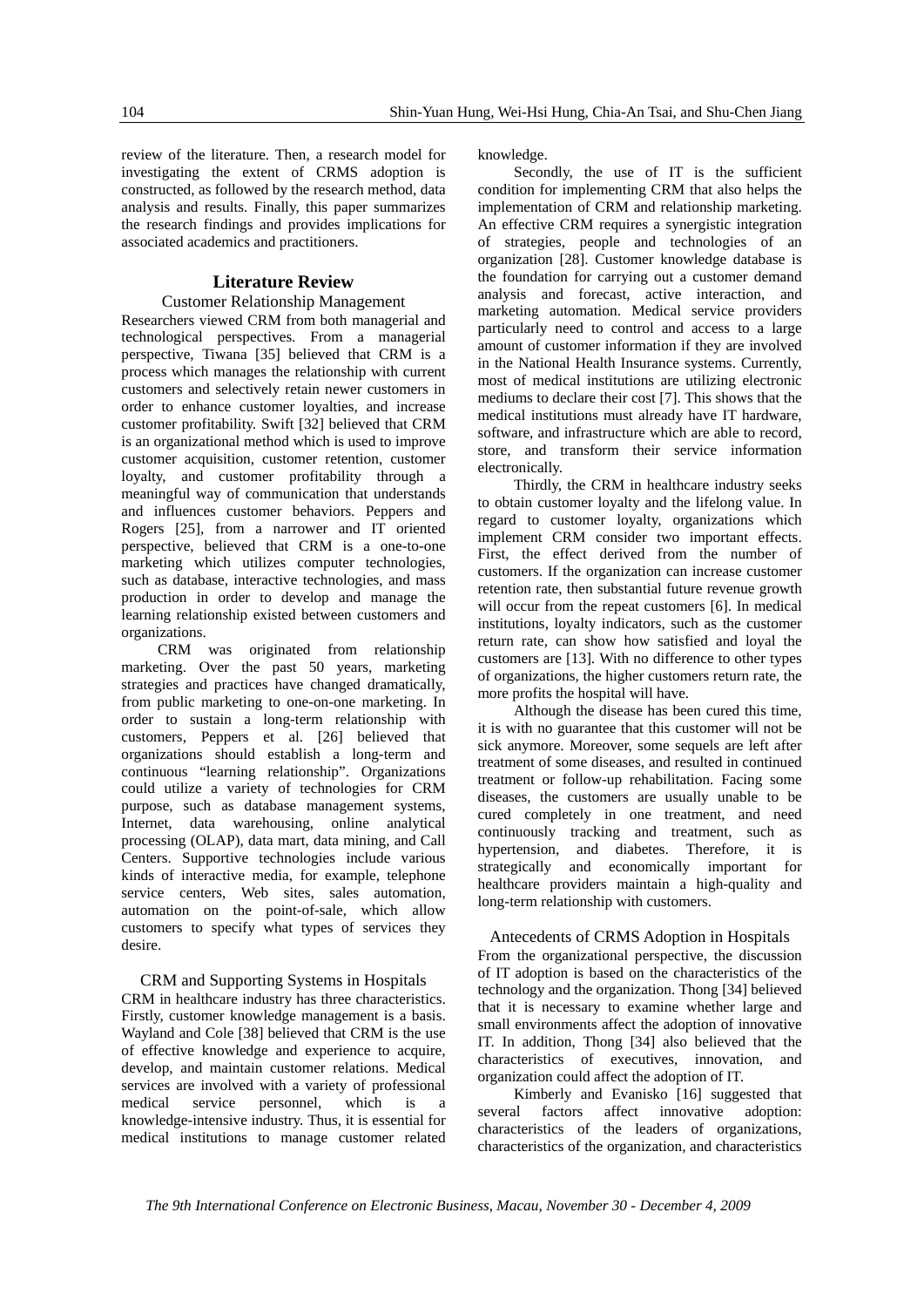review of the literature. Then, a research model for investigating the extent of CRMS adoption is constructed, as followed by the research method, data analysis and results. Finally, this paper summarizes the research findings and provides implications for associated academics and practitioners.

## Literature Review

### Customer Relationship Management

Researchers viewed CRM from both managerial and technological perspectives. From a managerial perspective, Tiwana [35] believed that CRM is a process which manages the relationship with current customers and selectively retain newer customers in order to enhance customer loyalties, and increase customer profitability. Swift [32] believed that CRM is an organizational method which is used to improve customer acquisition, customer retention, customer loyalty, and customer profitability through a meaningful way of communication that understands and influences customer behaviors. Peppers and Rogers [25], from a narrower and IT oriented perspective, believed that CRM is a one-to-one marketing which utilizes computer technologies, such as database, interactive technologies, and mass production in order to develop and manage the learning relationship existed between customers and organizations.

CRM was originated from relationship marketing. Over the past 50 years, marketing strategies and practices have changed dramatically, from public marketing to one-on-one marketing. In order to sustain a long-term relationship with customers, Peppers et al. [26] believed that organizations should establish a long-term and continuous "learning relationship". Organizations could utilize a variety of technologies for CRM purpose, such as database management systems, Internet, data warehousing, online analytical processing (OLAP), data mart, data mining, and Call Centers. Supportive technologies include various kinds of interactive media, for example, telephone service centers, Web sites, sales automation, automation on the point-of-sale, which allow customers to specify what types of services they desire.

### CRM and Supporting Systems in Hospitals

CRM in healthcare industry has three characteristics. Firstly, customer knowledge management is a basis. Wayland and Cole [38] believed that CRM is the use of effective knowledge and experience to acquire, develop, and maintain customer relations. Medical services are involved with a variety of professional medical service personnel, which is a knowledge-intensive industry. Thus, it is essential for medical institutions to manage customer related knowledge.

Secondly, the use of IT is the sufficient condition for implementing CRM that also helps the implementation of CRM and relationship marketing. An effective CRM requires a synergistic integration of strategies, people and technologies of an organization [28]. Customer knowledge database is the foundation for carrying out a customer demand analysis and forecast, active interaction, and marketing automation. Medical service providers particularly need to control and access to a large amount of customer information if they are involved in the National Health Insurance systems. Currently, most of medical institutions are utilizing electronic mediums to declare their cost [7]. This shows that the medical institutions must already have IT hardware, software, and infrastructure which are able to record, store, and transform their service information electronically.

Thirdly, the CRM in healthcare industry seeks to obtain customer loyalty and the lifelong value. In regard to customer loyalty, organizations which implement CRM consider two important effects. First, the effect derived from the number of customers. If the organization can increase customer retention rate, then substantial future revenue growth will occur from the repeat customers [6]. In medical institutions, loyalty indicators, such as the customer return rate, can show how satisfied and loyal the customers are [13]. With no difference to other types of organizations, the higher customers return rate, the more profits the hospital will have.

Although the disease has been cured this time, it is with no guarantee that this customer will not be sick anymore. Moreover, some sequels are left after treatment of some diseases, and resulted in continued treatment or follow-up rehabilitation. Facing some diseases, the customers are usually unable to be cured completely in one treatment, and need continuously tracking and treatment, such as hypertension, and diabetes. Therefore, it is strategically and economically important for healthcare providers maintain a high-quality and long-term relationship with customers.

### Antecedents of CRMS Adoption in Hospitals

From the organizational perspective, the discussion of IT adoption is based on the characteristics of the technology and the organization. Thong [34] believed that it is necessary to examine whether large and small environments affect the adoption of innovative IT. In addition, Thong [34] also believed that the characteristics of executives, innovation, and organization could affect the adoption of IT.

Kimberly and Evanisko [16] suggested that several factors affect innovative adoption: characteristics of the leaders of organizations, characteristics of the organization, and characteristics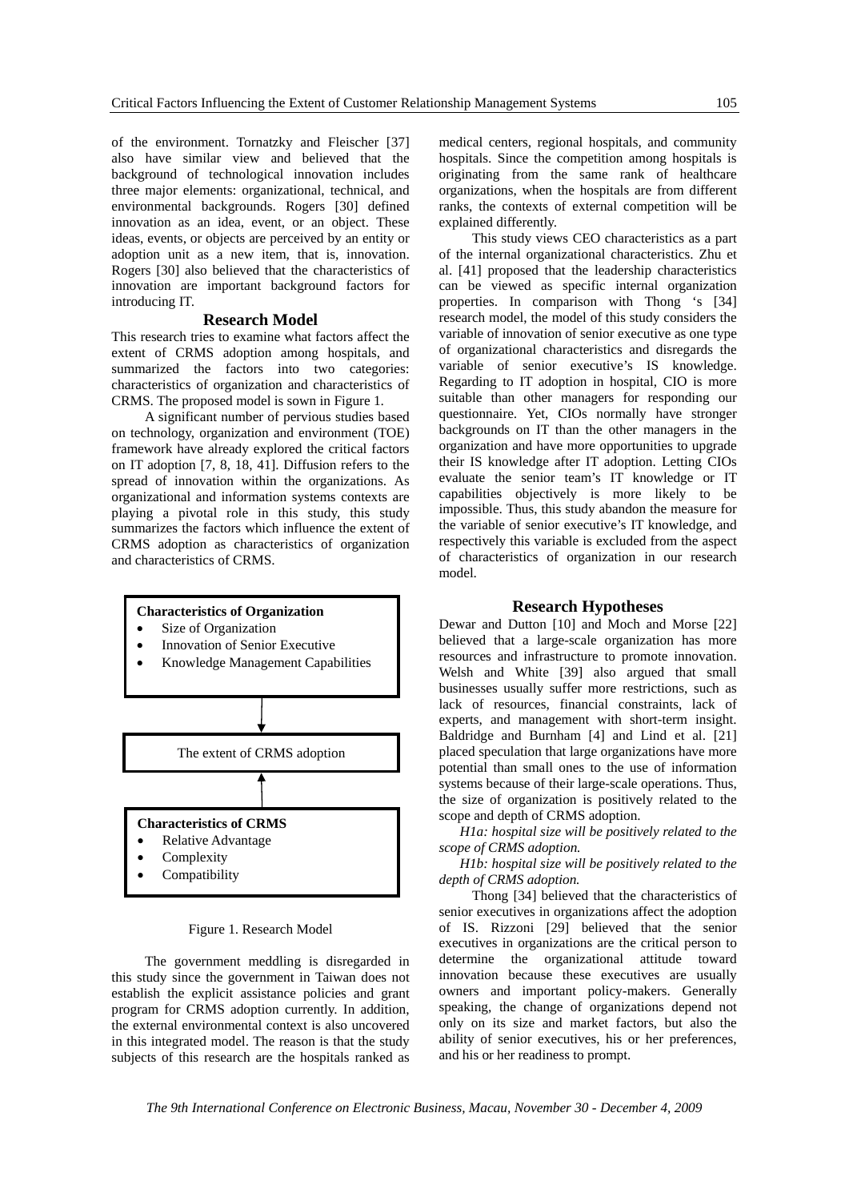of the environment. Tornatzky and Fleischer [37] also have similar view and believed that the background of technological innovation includes three major elements: organizational, technical, and environmental backgrounds. Rogers [30] defined innovation as an idea, event, or an object. These ideas, events, or objects are perceived by an entity or adoption unit as a new item, that is, innovation. Rogers [30] also believed that the characteristics of innovation are important background factors for introducing IT.

## Research Model

This research tries to examine what factors affect the extent of CRMS adoption among hospitals, and summarized the factors into two categories: characteristics of organization and characteristics of CRMS. The proposed model is sown in Figure 1.

A significant number of pervious studies based on technology, organization and environment (TOE) framework have already explored the critical factors on IT adoption [7, 8, 18, 41]. Diffusion refers to the spread of innovation within the organizations. As organizational and information systems contexts are playing a pivotal role in this study, this study summarizes the factors which influence the extent of CRMS adoption as characteristics of organization and characteristics of CRMS.

**Characteristics of Organization**
- Size of Organization
- Innovation of Senior Executive
- Knowledge Management Capabilities

↓

The extent of CRMS adoption

↑

**Characteristics of CRMS**
- Relative Advantage
- Complexity
- Compatibility

Figure 1. Research Model

The government meddling is disregarded in this study since the government in Taiwan does not establish the explicit assistance policies and grant program for CRMS adoption currently. In addition, the external environmental context is also uncovered in this integrated model. The reason is that the study subjects of this research are the hospitals ranked as medical centers, regional hospitals, and community hospitals. Since the competition among hospitals is originating from the same rank of healthcare organizations, when the hospitals are from different ranks, the contexts of external competition will be explained differently.

This study views CEO characteristics as a part of the internal organizational characteristics. Zhu et al. [41] proposed that the leadership characteristics can be viewed as specific internal organization properties. In comparison with Thong 's [34] research model, the model of this study considers the variable of innovation of senior executive as one type of organizational characteristics and disregards the variable of senior executive's IS knowledge. Regarding to IT adoption in hospital, CIO is more suitable than other managers for responding our questionnaire. Yet, CIOs normally have stronger backgrounds on IT than the other managers in the organization and have more opportunities to upgrade their IS knowledge after IT adoption. Letting CIOs evaluate the senior team's IT knowledge or IT capabilities objectively is more likely to be impossible. Thus, this study abandon the measure for the variable of senior executive's IT knowledge, and respectively this variable is excluded from the aspect of characteristics of organization in our research model.

## Research Hypotheses

Dewar and Dutton [10] and Moch and Morse [22] believed that a large-scale organization has more resources and infrastructure to promote innovation. Welsh and White [39] also argued that small businesses usually suffer more restrictions, such as lack of resources, financial constraints, lack of experts, and management with short-term insight. Baldridge and Burnham [4] and Lind et al. [21] placed speculation that large organizations have more potential than small ones to the use of information systems because of their large-scale operations. Thus, the size of organization is positively related to the scope and depth of CRMS adoption.

*H1a: hospital size will be positively related to the scope of CRMS adoption.*

*H1b: hospital size will be positively related to the depth of CRMS adoption.*

Thong [34] believed that the characteristics of senior executives in organizations affect the adoption of IS. Rizzoni [29] believed that the senior executives in organizations are the critical person to determine the organizational attitude toward innovation because these executives are usually owners and important policy-makers. Generally speaking, the change of organizations depend not only on its size and market factors, but also the ability of senior executives, his or her preferences, and his or her readiness to prompt.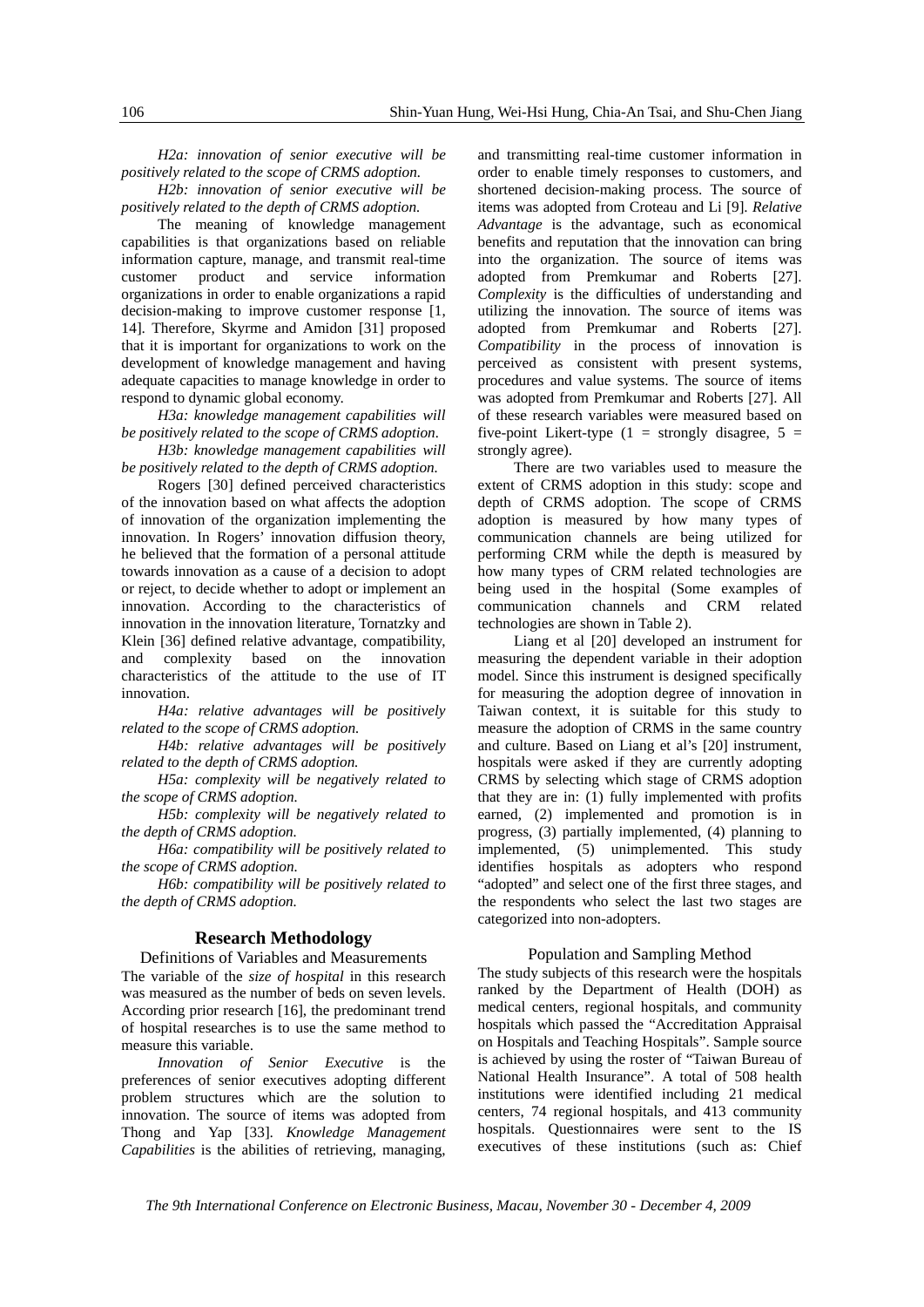*H2a: innovation of senior executive will be positively related to the scope of CRMS adoption.*

*H2b: innovation of senior executive will be positively related to the depth of CRMS adoption.*

The meaning of knowledge management capabilities is that organizations based on reliable information capture, manage, and transmit real-time customer product and service information organizations in order to enable organizations a rapid decision-making to improve customer response [1, 14]. Therefore, Skyrme and Amidon [31] proposed that it is important for organizations to work on the development of knowledge management and having adequate capacities to manage knowledge in order to respond to dynamic global economy.

*H3a: knowledge management capabilities will be positively related to the scope of CRMS adoption.*

*H3b: knowledge management capabilities will be positively related to the depth of CRMS adoption.*

Rogers [30] defined perceived characteristics of the innovation based on what affects the adoption of innovation of the organization implementing the innovation. In Rogers' innovation diffusion theory, he believed that the formation of a personal attitude towards innovation as a cause of a decision to adopt or reject, to decide whether to adopt or implement an innovation. According to the characteristics of innovation in the innovation literature, Tornatzky and Klein [36] defined relative advantage, compatibility, and complexity based on the innovation characteristics of the attitude to the use of IT innovation.

*H4a: relative advantages will be positively related to the scope of CRMS adoption.*

*H4b: relative advantages will be positively related to the depth of CRMS adoption.*

*H5a: complexity will be negatively related to the scope of CRMS adoption.*

*H5b: complexity will be negatively related to the depth of CRMS adoption.*

*H6a: compatibility will be positively related to the scope of CRMS adoption.*

*H6b: compatibility will be positively related to the depth of CRMS adoption.*

## Research Methodology

### Definitions of Variables and Measurements

The variable of the *size of hospital* in this research was measured as the number of beds on seven levels. According prior research [16], the predominant trend of hospital researches is to use the same method to measure this variable.

*Innovation of Senior Executive* is the preferences of senior executives adopting different problem structures which are the solution to innovation. The source of items was adopted from Thong and Yap [33]. *Knowledge Management Capabilities* is the abilities of retrieving, managing, and transmitting real-time customer information in order to enable timely responses to customers, and shortened decision-making process. The source of items was adopted from Croteau and Li [9]. *Relative Advantage* is the advantage, such as economical benefits and reputation that the innovation can bring into the organization. The source of items was adopted from Premkumar and Roberts [27]. *Complexity* is the difficulties of understanding and utilizing the innovation. The source of items was adopted from Premkumar and Roberts [27]. *Compatibility* in the process of innovation is perceived as consistent with present systems, procedures and value systems. The source of items was adopted from Premkumar and Roberts [27]. All of these research variables were measured based on five-point Likert-type (1 = strongly disagree, 5 = strongly agree).

There are two variables used to measure the extent of CRMS adoption in this study: scope and depth of CRMS adoption. The scope of CRMS adoption is measured by how many types of communication channels are being utilized for performing CRM while the depth is measured by how many types of CRM related technologies are being used in the hospital (Some examples of communication channels and CRM related technologies are shown in Table 2).

Liang et al [20] developed an instrument for measuring the dependent variable in their adoption model. Since this instrument is designed specifically for measuring the adoption degree of innovation in Taiwan context, it is suitable for this study to measure the adoption of CRMS in the same country and culture. Based on Liang et al's [20] instrument, hospitals were asked if they are currently adopting CRMS by selecting which stage of CRMS adoption that they are in: (1) fully implemented with profits earned, (2) implemented and promotion is in progress, (3) partially implemented, (4) planning to implemented, (5) unimplemented. This study identifies hospitals as adopters who respond "adopted" and select one of the first three stages, and the respondents who select the last two stages are categorized into non-adopters.

### Population and Sampling Method

The study subjects of this research were the hospitals ranked by the Department of Health (DOH) as medical centers, regional hospitals, and community hospitals which passed the "Accreditation Appraisal on Hospitals and Teaching Hospitals". Sample source is achieved by using the roster of "Taiwan Bureau of National Health Insurance". A total of 508 health institutions were identified including 21 medical centers, 74 regional hospitals, and 413 community hospitals. Questionnaires were sent to the IS executives of these institutions (such as: Chief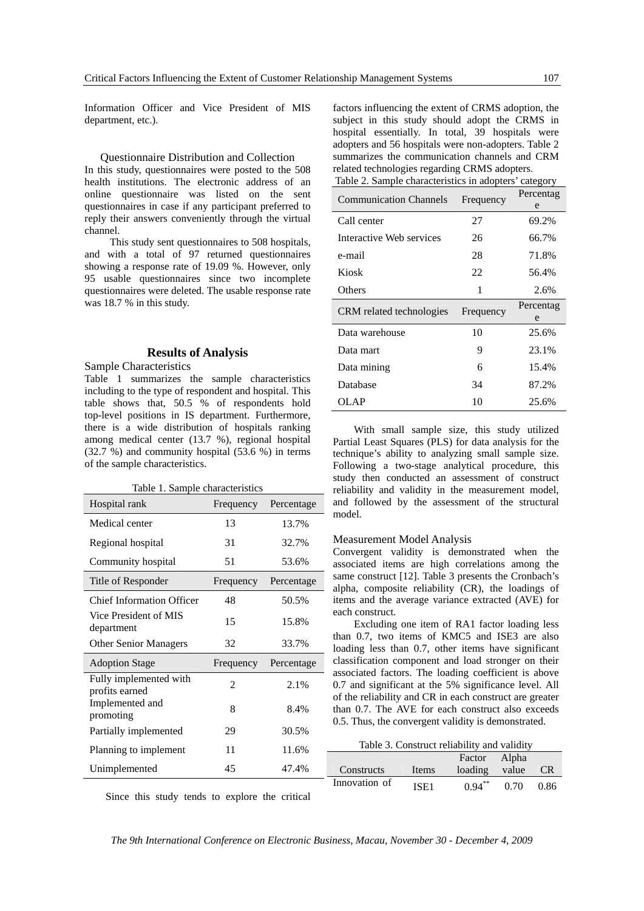Information Officer and Vice President of MIS department, etc.).

### Questionnaire Distribution and Collection

In this study, questionnaires were posted to the 508 health institutions. The electronic address of an online questionnaire was listed on the sent questionnaires in case if any participant preferred to reply their answers conveniently through the virtual channel.

This study sent questionnaires to 508 hospitals, and with a total of 97 returned questionnaires showing a response rate of 19.09 %. However, only 95 usable questionnaires since two incomplete questionnaires were deleted. The usable response rate was 18.7 % in this study.

## Results of Analysis

### Sample Characteristics

Table 1 summarizes the sample characteristics including to the type of respondent and hospital. This table shows that, 50.5 % of respondents hold top-level positions in IS department. Furthermore, there is a wide distribution of hospitals ranking among medical center (13.7 %), regional hospital (32.7 %) and community hospital (53.6 %) in terms of the sample characteristics.

Table 1. Sample characteristics

| Hospital rank | Frequency | Percentage |
|---|---|---|
| Medical center | 13 | 13.7% |
| Regional hospital | 31 | 32.7% |
| Community hospital | 51 | 53.6% |
| **Title of Responder** | **Frequency** | **Percentage** |
| Chief Information Officer | 48 | 50.5% |
| Vice President of MIS department | 15 | 15.8% |
| Other Senior Managers | 32 | 33.7% |
| **Adoption Stage** | **Frequency** | **Percentage** |
| Fully implemented with profits earned | 2 | 2.1% |
| Implemented and promoting | 8 | 8.4% |
| Partially implemented | 29 | 30.5% |
| Planning to implement | 11 | 11.6% |
| Unimplemented | 45 | 47.4% |

Since this study tends to explore the critical factors influencing the extent of CRMS adoption, the subject in this study should adopt the CRMS in hospital essentially. In total, 39 hospitals were adopters and 56 hospitals were non-adopters. Table 2 summarizes the communication channels and CRM related technologies regarding CRMS adopters.

Table 2. Sample characteristics in adopters' category

| Communication Channels | Frequency | Percentage |
|---|---|---|
| Call center | 27 | 69.2% |
| Interactive Web services | 26 | 66.7% |
| e-mail | 28 | 71.8% |
| Kiosk | 22 | 56.4% |
| Others | 1 | 2.6% |
| **CRM related technologies** | **Frequency** | **Percentage** |
| Data warehouse | 10 | 25.6% |
| Data mart | 9 | 23.1% |
| Data mining | 6 | 15.4% |
| Database | 34 | 87.2% |
| OLAP | 10 | 25.6% |

With small sample size, this study utilized Partial Least Squares (PLS) for data analysis for the technique's ability to analyzing small sample size. Following a two-stage analytical procedure, this study then conducted an assessment of construct reliability and validity in the measurement model, and followed by the assessment of the structural model.

### Measurement Model Analysis

Convergent validity is demonstrated when the associated items are high correlations among the same construct [12]. Table 3 presents the Cronbach's alpha, composite reliability (CR), the loadings of items and the average variance extracted (AVE) for each construct.

Excluding one item of RA1 factor loading less than 0.7, two items of KMC5 and ISE3 are also loading less than 0.7, other items have significant classification component and load stronger on their associated factors. The loading coefficient is above 0.7 and significant at the 5% significance level. All of the reliability and CR in each construct are greater than 0.7. The AVE for each construct also exceeds 0.5. Thus, the convergent validity is demonstrated.

Table 3. Construct reliability and validity

| Constructs | Items | Factor loading | Alpha value | CR |
|---|---|---|---|---|
| Innovation of | ISE1 | $0.94^{**}$ | 0.70 | 0.86 |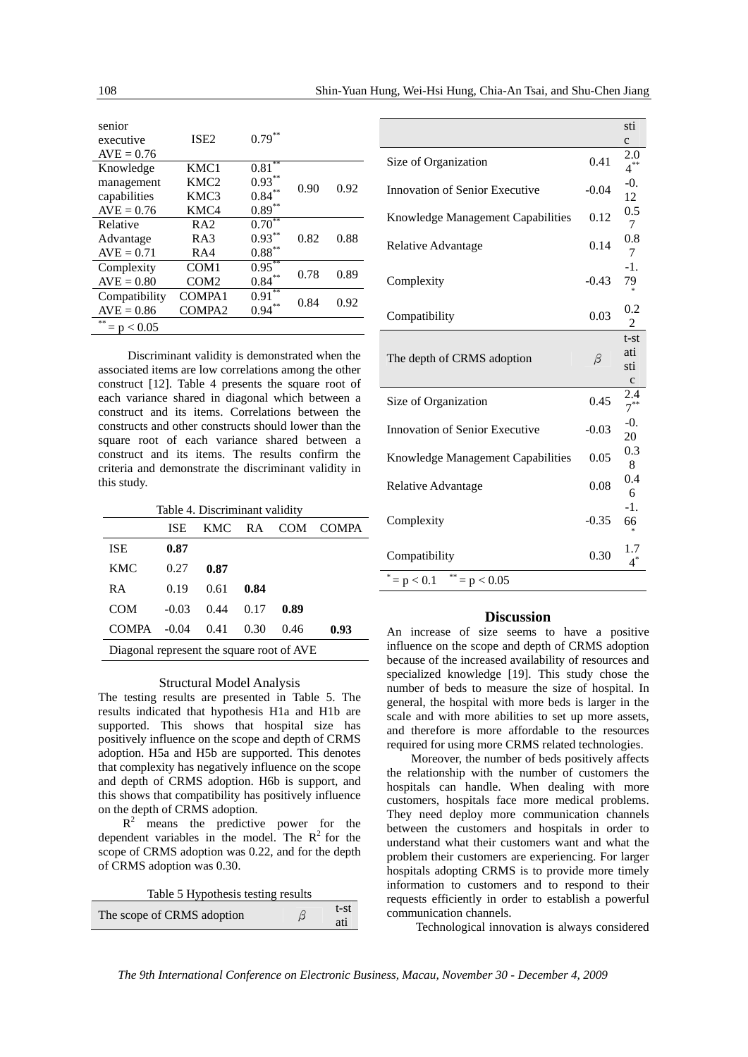| Construct | Item | Loading | | |
|---|---|---|---|---|
| senior executive AVE = 0.76 | ISE2 | 0.79** | | |
| Knowledge management capabilities AVE = 0.76 | KMC1 | 0.81** | 0.90 | 0.92 |
| | KMC2 | 0.93** | | |
| | KMC3 | 0.84** | | |
| | KMC4 | 0.89** | | |
| Relative Advantage AVE = 0.71 | RA2 | 0.70** | 0.82 | 0.88 |
| | RA3 | 0.93** | | |
| | RA4 | 0.88** | | |
| Complexity AVE = 0.80 | COM1 | 0.95** | 0.78 | 0.89 |
| | COM2 | 0.84** | | |
| Compatibility AVE = 0.86 | COMPA1 | 0.91** | 0.84 | 0.92 |
| | COMPA2 | 0.94** | | |

** = $p < 0.05$

Discriminant validity is demonstrated when the associated items are low correlations among the other construct [12]. Table 4 presents the square root of each variance shared in diagonal which between a construct and its items. Correlations between the constructs and other constructs should lower than the square root of each variance shared between a construct and its items. The results confirm the criteria and demonstrate the discriminant validity in this study.

Table 4. Discriminant validity

| | ISE | KMC | RA | COM | COMPA |
|---|---|---|---|---|---|
| ISE | **0.87** | | | | |
| KMC | 0.27 | **0.87** | | | |
| RA | 0.19 | 0.61 | **0.84** | | |
| COM | -0.03 | 0.44 | 0.17 | **0.89** | |
| COMPA | -0.04 | 0.41 | 0.30 | 0.46 | **0.93** |

Diagonal represent the square root of AVE

### Structural Model Analysis

The testing results are presented in Table 5. The results indicated that hypothesis H1a and H1b are supported. This shows that hospital size has positively influence on the scope and depth of CRMS adoption. H5a and H5b are supported. This denotes that complexity has negatively influence on the scope and depth of CRMS adoption. H6b is support, and this shows that compatibility has positively influence on the depth of CRMS adoption.

$R^2$ means the predictive power for the dependent variables in the model. The $R^2$ for the scope of CRMS adoption was 0.22, and for the depth of CRMS adoption was 0.30.

Table 5 Hypothesis testing results

| The scope of CRMS adoption | $\beta$ | t-statistic |
|---|---|---|
| Size of Organization | 0.41 | 2.04** |
| Innovation of Senior Executive | -0.04 | -0.12 |
| Knowledge Management Capabilities | 0.12 | 0.57 |
| Relative Advantage | 0.14 | 0.87 |
| Complexity | -0.43 | -1.79* |
| Compatibility | 0.03 | 0.22 |
| **The depth of CRMS adoption** | $\beta$ | **t-statistic** |
| Size of Organization | 0.45 | 2.47** |
| Innovation of Senior Executive | -0.03 | -0.20 |
| Knowledge Management Capabilities | 0.05 | 0.38 |
| Relative Advantage | 0.08 | 0.46 |
| Complexity | -0.35 | -1.66* |
| Compatibility | 0.30 | 1.74* |

* = $p < 0.1$ ** = $p < 0.05$

## Discussion

An increase of size seems to have a positive influence on the scope and depth of CRMS adoption because of the increased availability of resources and specialized knowledge [19]. This study chose the number of beds to measure the size of hospital. In general, the hospital with more beds is larger in the scale and with more abilities to set up more assets, and therefore is more affordable to the resources required for using more CRMS related technologies.

Moreover, the number of beds positively affects the relationship with the number of customers the hospitals can handle. When dealing with more customers, hospitals face more medical problems. They need deploy more communication channels between the customers and hospitals in order to understand what their customers want and what the problem their customers are experiencing. For larger hospitals adopting CRMS is to provide more timely information to customers and to respond to their requests efficiently in order to establish a powerful communication channels.

Technological innovation is always considered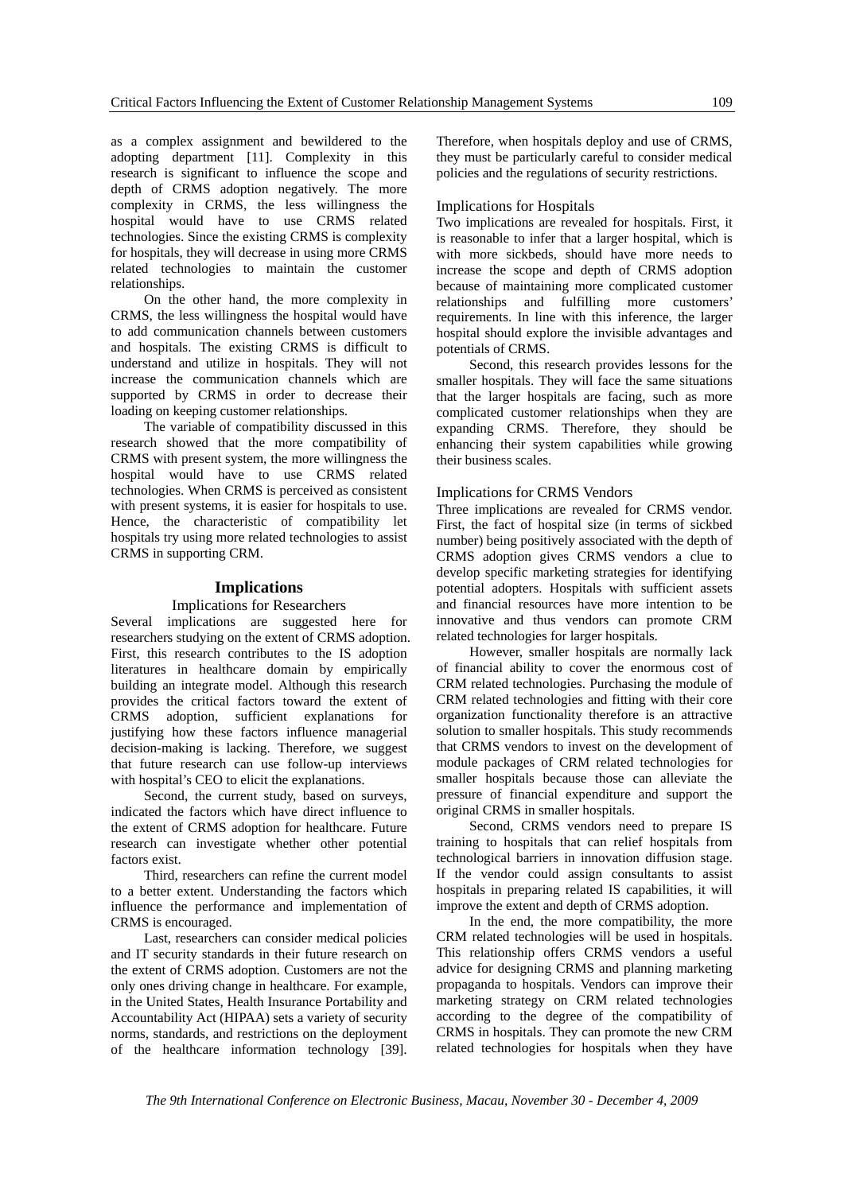as a complex assignment and bewildered to the adopting department [11]. Complexity in this research is significant to influence the scope and depth of CRMS adoption negatively. The more complexity in CRMS, the less willingness the hospital would have to use CRMS related technologies. Since the existing CRMS is complexity for hospitals, they will decrease in using more CRMS related technologies to maintain the customer relationships.

On the other hand, the more complexity in CRMS, the less willingness the hospital would have to add communication channels between customers and hospitals. The existing CRMS is difficult to understand and utilize in hospitals. They will not increase the communication channels which are supported by CRMS in order to decrease their loading on keeping customer relationships.

The variable of compatibility discussed in this research showed that the more compatibility of CRMS with present system, the more willingness the hospital would have to use CRMS related technologies. When CRMS is perceived as consistent with present systems, it is easier for hospitals to use. Hence, the characteristic of compatibility let hospitals try using more related technologies to assist CRMS in supporting CRM.

## Implications

### Implications for Researchers

Several implications are suggested here for researchers studying on the extent of CRMS adoption. First, this research contributes to the IS adoption literatures in healthcare domain by empirically building an integrate model. Although this research provides the critical factors toward the extent of CRMS adoption, sufficient explanations for justifying how these factors influence managerial decision-making is lacking. Therefore, we suggest that future research can use follow-up interviews with hospital's CEO to elicit the explanations.

Second, the current study, based on surveys, indicated the factors which have direct influence to the extent of CRMS adoption for healthcare. Future research can investigate whether other potential factors exist.

Third, researchers can refine the current model to a better extent. Understanding the factors which influence the performance and implementation of CRMS is encouraged.

Last, researchers can consider medical policies and IT security standards in their future research on the extent of CRMS adoption. Customers are not the only ones driving change in healthcare. For example, in the United States, Health Insurance Portability and Accountability Act (HIPAA) sets a variety of security norms, standards, and restrictions on the deployment of the healthcare information technology [39]. Therefore, when hospitals deploy and use of CRMS, they must be particularly careful to consider medical policies and the regulations of security restrictions.

### Implications for Hospitals

Two implications are revealed for hospitals. First, it is reasonable to infer that a larger hospital, which is with more sickbeds, should have more needs to increase the scope and depth of CRMS adoption because of maintaining more complicated customer relationships and fulfilling more customers' requirements. In line with this inference, the larger hospital should explore the invisible advantages and potentials of CRMS.

Second, this research provides lessons for the smaller hospitals. They will face the same situations that the larger hospitals are facing, such as more complicated customer relationships when they are expanding CRMS. Therefore, they should be enhancing their system capabilities while growing their business scales.

### Implications for CRMS Vendors

Three implications are revealed for CRMS vendor. First, the fact of hospital size (in terms of sickbed number) being positively associated with the depth of CRMS adoption gives CRMS vendors a clue to develop specific marketing strategies for identifying potential adopters. Hospitals with sufficient assets and financial resources have more intention to be innovative and thus vendors can promote CRM related technologies for larger hospitals.

However, smaller hospitals are normally lack of financial ability to cover the enormous cost of CRM related technologies. Purchasing the module of CRM related technologies and fitting with their core organization functionality therefore is an attractive solution to smaller hospitals. This study recommends that CRMS vendors to invest on the development of module packages of CRM related technologies for smaller hospitals because those can alleviate the pressure of financial expenditure and support the original CRMS in smaller hospitals.

Second, CRMS vendors need to prepare IS training to hospitals that can relief hospitals from technological barriers in innovation diffusion stage. If the vendor could assign consultants to assist hospitals in preparing related IS capabilities, it will improve the extent and depth of CRMS adoption.

In the end, the more compatibility, the more CRM related technologies will be used in hospitals. This relationship offers CRMS vendors a useful advice for designing CRMS and planning marketing propaganda to hospitals. Vendors can improve their marketing strategy on CRM related technologies according to the degree of the compatibility of CRMS in hospitals. They can promote the new CRM related technologies for hospitals when they have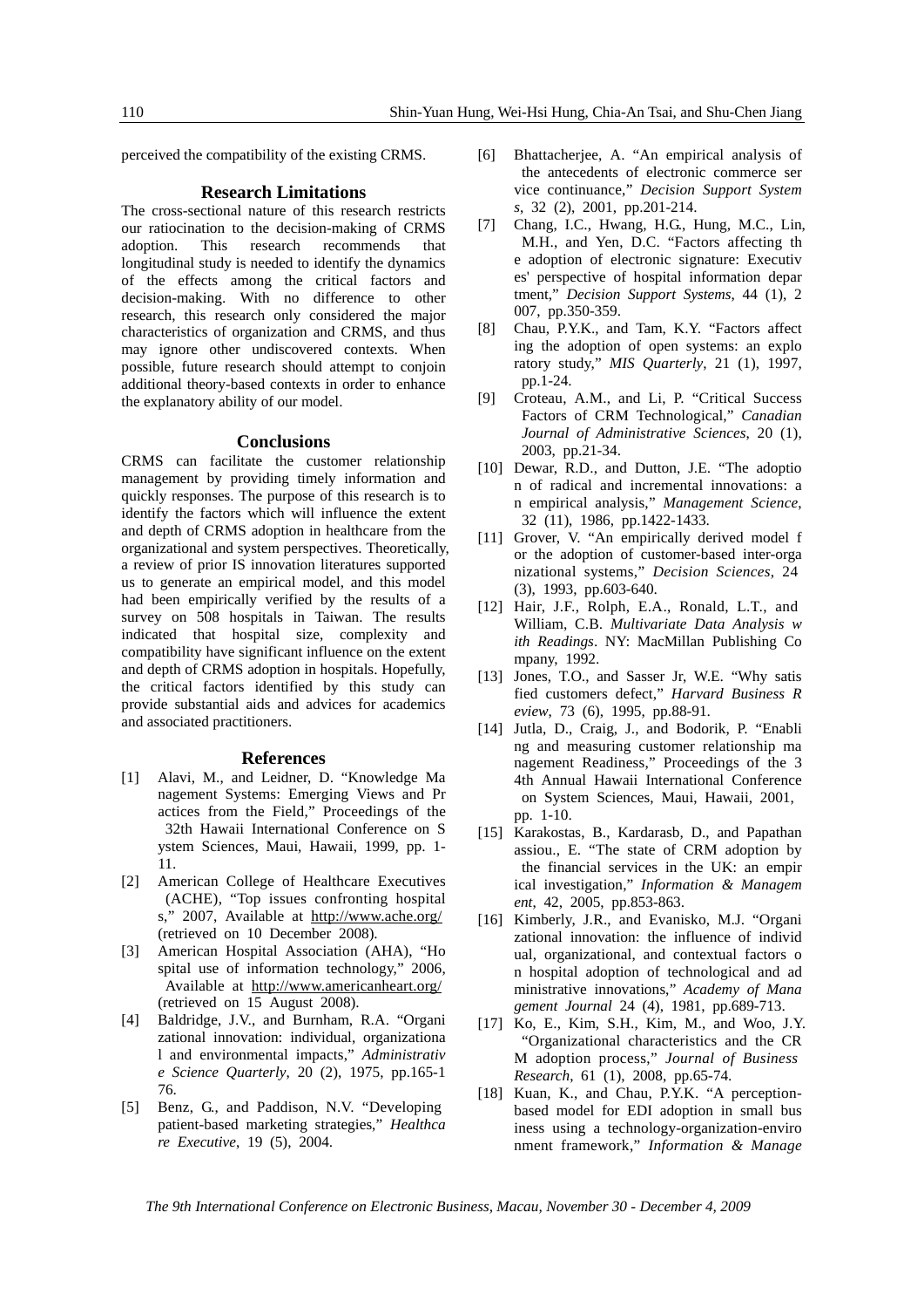perceived the compatibility of the existing CRMS.

## Research Limitations

The cross-sectional nature of this research restricts our ratiocination to the decision-making of CRMS adoption. This research recommends that longitudinal study is needed to identify the dynamics of the effects among the critical factors and decision-making. With no difference to other research, this research only considered the major characteristics of organization and CRMS, and thus may ignore other undiscovered contexts. When possible, future research should attempt to conjoin additional theory-based contexts in order to enhance the explanatory ability of our model.

## Conclusions

CRMS can facilitate the customer relationship management by providing timely information and quickly responses. The purpose of this research is to identify the factors which will influence the extent and depth of CRMS adoption in healthcare from the organizational and system perspectives. Theoretically, a review of prior IS innovation literatures supported us to generate an empirical model, and this model had been empirically verified by the results of a survey on 508 hospitals in Taiwan. The results indicated that hospital size, complexity and compatibility have significant influence on the extent and depth of CRMS adoption in hospitals. Hopefully, the critical factors identified by this study can provide substantial aids and advices for academics and associated practitioners.

## References

[1] Alavi, M., and Leidner, D. "Knowledge Management Systems: Emerging Views and Practices from the Field," Proceedings of the 32th Hawaii International Conference on System Sciences, Maui, Hawaii, 1999, pp. 1-11.

[2] American College of Healthcare Executives (ACHE), "Top issues confronting hospitals," 2007, Available at http://www.ache.org/ (retrieved on 10 December 2008).

[3] American Hospital Association (AHA), "Hospital use of information technology," 2006, Available at http://www.americanheart.org/ (retrieved on 15 August 2008).

[4] Baldridge, J.V., and Burnham, R.A. "Organizational innovation: individual, organizational and environmental impacts," *Administrative Science Quarterly*, 20 (2), 1975, pp.165-176.

[5] Benz, G., and Paddison, N.V. "Developing patient-based marketing strategies," *Healthcare Executive*, 19 (5), 2004.

[6] Bhattacherjee, A. "An empirical analysis of the antecedents of electronic commerce service continuance," *Decision Support Systems*, 32 (2), 2001, pp.201-214.

[7] Chang, I.C., Hwang, H.G., Hung, M.C., Lin, M.H., and Yen, D.C. "Factors affecting the adoption of electronic signature: Executives' perspective of hospital information department," *Decision Support Systems*, 44 (1), 2007, pp.350-359.

[8] Chau, P.Y.K., and Tam, K.Y. "Factors affecting the adoption of open systems: an exploratory study," *MIS Quarterly*, 21 (1), 1997, pp.1-24.

[9] Croteau, A.M., and Li, P. "Critical Success Factors of CRM Technological," *Canadian Journal of Administrative Sciences*, 20 (1), 2003, pp.21-34.

[10] Dewar, R.D., and Dutton, J.E. "The adoption of radical and incremental innovations: an empirical analysis," *Management Science*, 32 (11), 1986, pp.1422-1433.

[11] Grover, V. "An empirically derived model for the adoption of customer-based inter-organizational systems," *Decision Sciences*, 24 (3), 1993, pp.603-640.

[12] Hair, J.F., Rolph, E.A., Ronald, L.T., and William, C.B. *Multivariate Data Analysis with Readings*. NY: MacMillan Publishing Company, 1992.

[13] Jones, T.O., and Sasser Jr, W.E. "Why satisfied customers defect," *Harvard Business Review*, 73 (6), 1995, pp.88-91.

[14] Jutla, D., Craig, J., and Bodorik, P. "Enabling and measuring customer relationship management Readiness," Proceedings of the 34th Annual Hawaii International Conference on System Sciences, Maui, Hawaii, 2001, pp. 1-10.

[15] Karakostas, B., Kardarasb, D., and Papathanassiou., E. "The state of CRM adoption by the financial services in the UK: an empirical investigation," *Information & Management*, 42, 2005, pp.853-863.

[16] Kimberly, J.R., and Evanisko, M.J. "Organizational innovation: the influence of individual, organizational, and contextual factors on hospital adoption of technological and administrative innovations," *Academy of Management Journal* 24 (4), 1981, pp.689-713.

[17] Ko, E., Kim, S.H., Kim, M., and Woo, J.Y. "Organizational characteristics and the CRM adoption process," *Journal of Business Research*, 61 (1), 2008, pp.65-74.

[18] Kuan, K., and Chau, P.Y.K. "A perception-based model for EDI adoption in small business using a technology-organization-environment framework," *Information & Manage*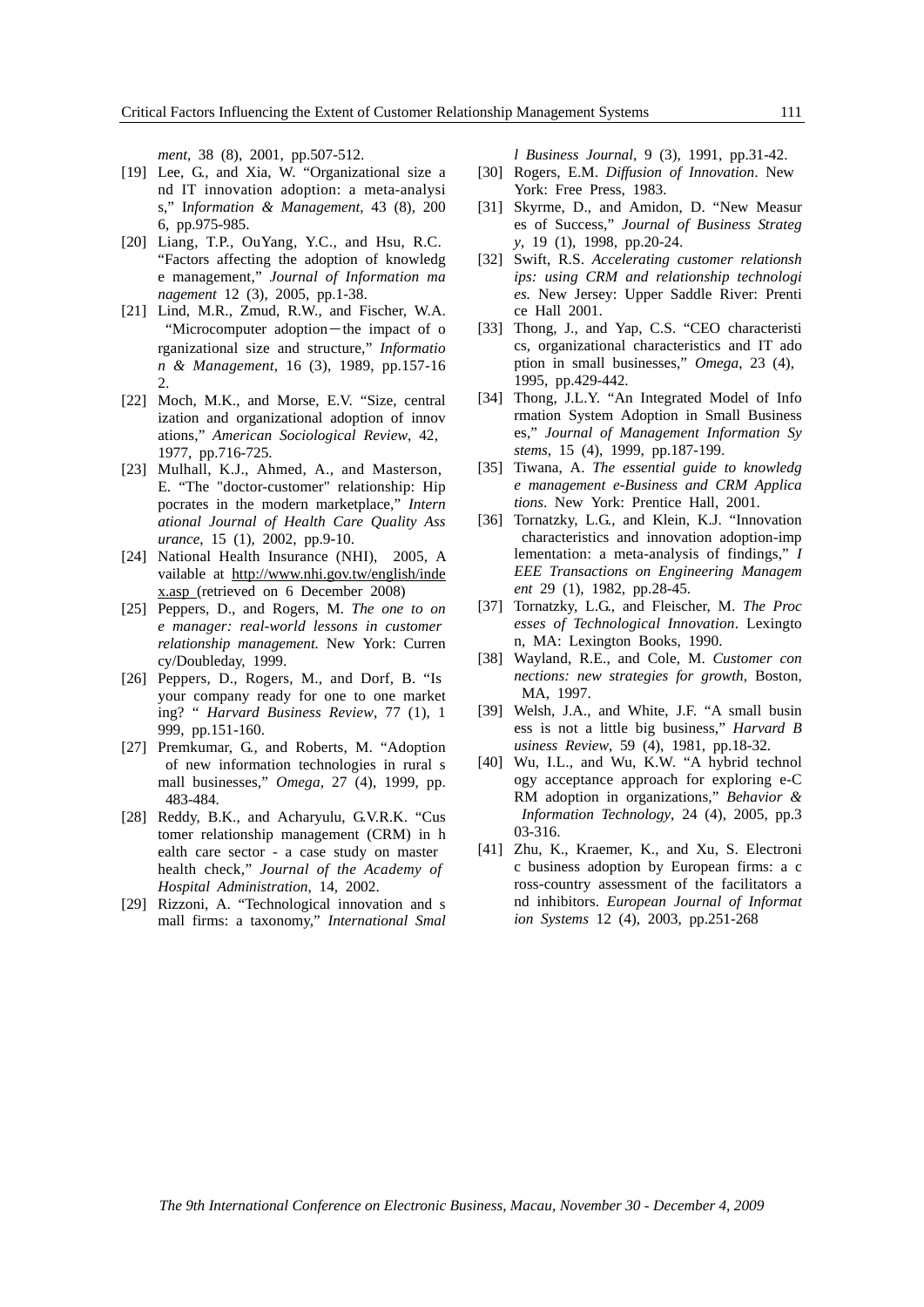*ment*, 38 (8), 2001, pp.507-512.

[19] Lee, G., and Xia, W. "Organizational size and IT innovation adoption: a meta-analysis," I*nformation & Management*, 43 (8), 2006, pp.975-985.

[20] Liang, T.P., OuYang, Y.C., and Hsu, R.C. "Factors affecting the adoption of knowledge management," *Journal of Information management* 12 (3), 2005, pp.1-38.

[21] Lind, M.R., Zmud, R.W., and Fischer, W.A. "Microcomputer adoption－the impact of organizational size and structure," *Information & Management*, 16 (3), 1989, pp.157-162.

[22] Moch, M.K., and Morse, E.V. "Size, centralization and organizational adoption of innovations," *American Sociological Review*, 42, 1977, pp.716-725.

[23] Mulhall, K.J., Ahmed, A., and Masterson, E. "The "doctor-customer" relationship: Hippocrates in the modern marketplace," *International Journal of Health Care Quality Assurance*, 15 (1), 2002, pp.9-10.

[24] National Health Insurance (NHI), 2005, Available at http://www.nhi.gov.tw/english/index.asp (retrieved on 6 December 2008)

[25] Peppers, D., and Rogers, M. *The one to one manager: real-world lessons in customer relationship management.* New York: Currency/Doubleday, 1999.

[26] Peppers, D., Rogers, M., and Dorf, B. "Is your company ready for one to one marketing? " *Harvard Business Review*, 77 (1), 1999, pp.151-160.

[27] Premkumar, G., and Roberts, M. "Adoption of new information technologies in rural small businesses," *Omega*, 27 (4), 1999, pp. 483-484.

[28] Reddy, B.K., and Acharyulu, G.V.R.K. "Customer relationship management (CRM) in health care sector - a case study on master health check," *Journal of the Academy of Hospital Administration*, 14, 2002.

[29] Rizzoni, A. "Technological innovation and small firms: a taxonomy," *International Small Business Journal*, 9 (3), 1991, pp.31-42.

[30] Rogers, E.M. *Diffusion of Innovation*. New York: Free Press, 1983.

[31] Skyrme, D., and Amidon, D. "New Measures of Success," *Journal of Business Strategy*, 19 (1), 1998, pp.20-24.

[32] Swift, R.S. *Accelerating customer relationships: using CRM and relationship technologies.* New Jersey: Upper Saddle River: Prentice Hall 2001.

[33] Thong, J., and Yap, C.S. "CEO characteristics, organizational characteristics and IT adoption in small businesses," *Omega*, 23 (4), 1995, pp.429-442.

[34] Thong, J.L.Y. "An Integrated Model of Information System Adoption in Small Businesses," *Journal of Management Information Systems*, 15 (4), 1999, pp.187-199.

[35] Tiwana, A. *The essential guide to knowledge management e-Business and CRM Applications*. New York: Prentice Hall, 2001.

[36] Tornatzky, L.G., and Klein, K.J. "Innovation characteristics and innovation adoption-implementation: a meta-analysis of findings," *IEEE Transactions on Engineering Management* 29 (1), 1982, pp.28-45.

[37] Tornatzky, L.G., and Fleischer, M. *The Processes of Technological Innovation*. Lexington, MA: Lexington Books, 1990.

[38] Wayland, R.E., and Cole, M. *Customer connections: new strategies for growth*, Boston, MA, 1997.

[39] Welsh, J.A., and White, J.F. "A small business is not a little big business," *Harvard Business Review*, 59 (4), 1981, pp.18-32.

[40] Wu, I.L., and Wu, K.W. "A hybrid technology acceptance approach for exploring e-CRM adoption in organizations," *Behavior & Information Technology*, 24 (4), 2005, pp.303-316.

[41] Zhu, K., Kraemer, K., and Xu, S. Electronic business adoption by European firms: a cross-country assessment of the facilitators and inhibitors. *European Journal of Information Systems* 12 (4), 2003, pp.251-268